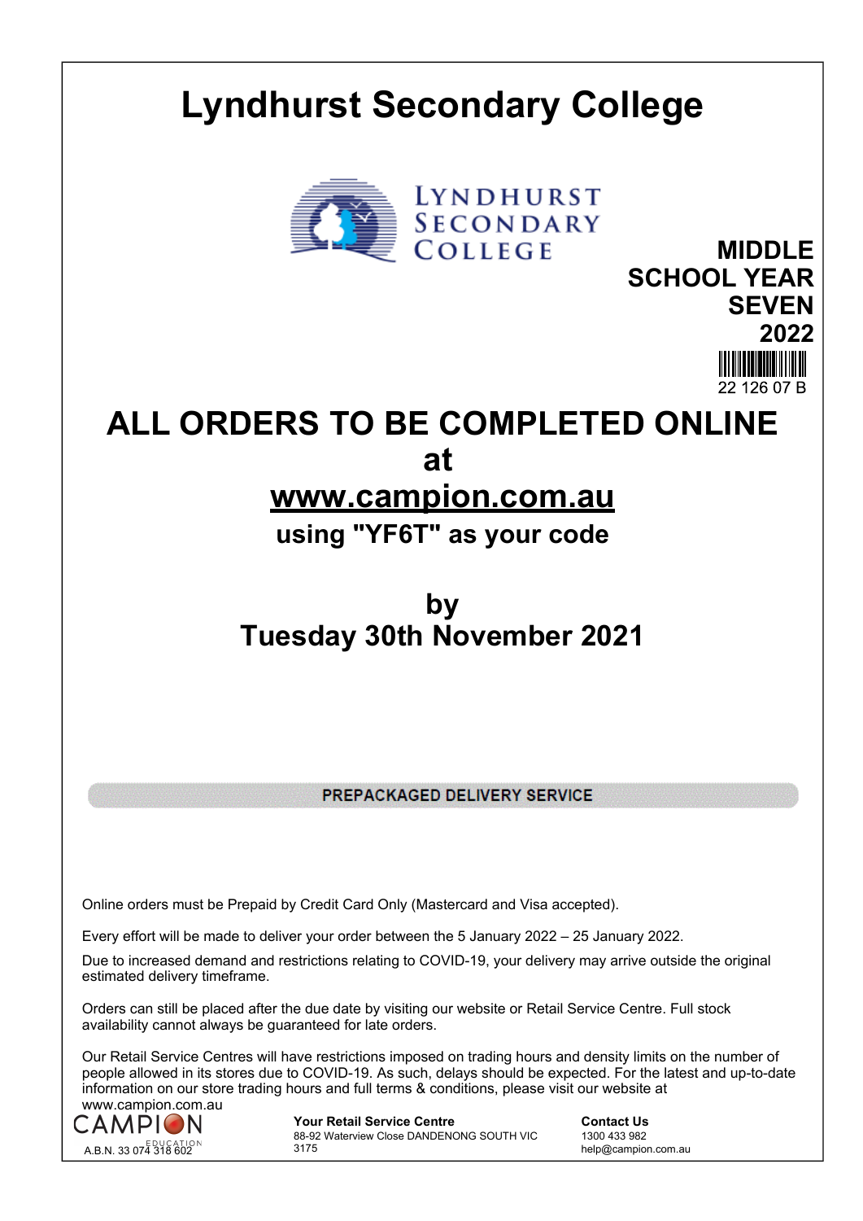# Lyndhurst Secondary College

**MIDDLE SCHOOL YEAR SEVEN 2022**

22 126 07 B

## ALL ORDERS TO BE COMPLETED ONLINE at [www.campion.com.au](http://www.campion.com.au)

### using "YF6T" as your code

## by Tuesday 30th November 2021

**PREPACKAGED DELIVERY SERVICE**

Online orders must be Prepaid by Credit Card Only (Mastercard and Visa accepted).

Every effort will be made to deliver your order between the 5 January 2022 – 25 January 2022.

Due to increased demand and restrictions relating to COVID-19, your delivery may arrive outside the original estimated delivery timeframe.

Orders can still be placed after the due date by visiting our website or Retail Service Centre. Full stock availability cannot always be guaranteed for late orders.

Our Retail Service Centres will have restrictions imposed on trading hours and density limits on the number of people allowed in its stores due to COVID-19. As such, delays should be expected. For the latest and up-to-date information on our store trading hours and full terms & conditions, please visit our website at www.campion.com.au

CAMPION EDUCATION
A.B.N. 33 074 318 602

**Your Retail Service Centre**
88-92 Waterview Close DANDENONG SOUTH VIC 3175

**Contact Us**
1300 433 982
help@campion.com.au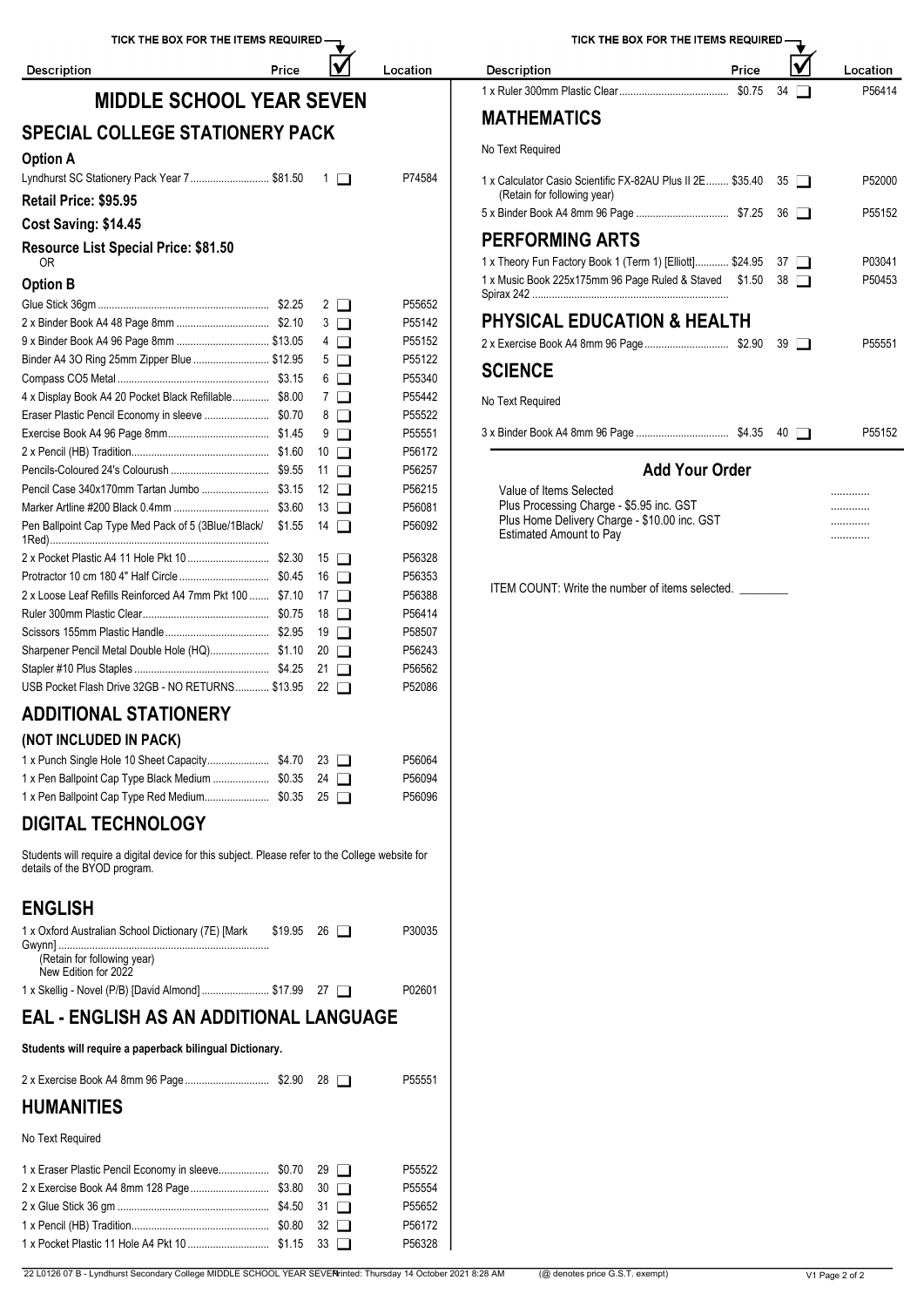TICK THE BOX FOR THE ITEMS REQUIRED

# MIDDLE SCHOOL YEAR SEVEN

## SPECIAL COLLEGE STATIONERY PACK

### Option A

| Description | Price | ☑ | Location |
|---|---|---|---|
| Lyndhurst SC Stationery Pack Year 7 | $81.50 | 1 ❑ | P74584 |

**Retail Price: $95.95**

**Cost Saving: $14.45**

**Resource List Special Price: $81.50**

OR

### Option B

| Description | Price | ☑ | Location |
|---|---|---|---|
| Glue Stick 36gm | $2.25 | 2 ❑ | P55652 |
| 2 x Binder Book A4 48 Page 8mm | $2.10 | 3 ❑ | P55142 |
| 9 x Binder Book A4 96 Page 8mm | $13.05 | 4 ❑ | P55152 |
| Binder A4 3O Ring 25mm Zipper Blue | $12.95 | 5 ❑ | P55122 |
| Compass CO5 Metal | $3.15 | 6 ❑ | P55340 |
| 4 x Display Book A4 20 Pocket Black Refillable | $8.00 | 7 ❑ | P55442 |
| Eraser Plastic Pencil Economy in sleeve | $0.70 | 8 ❑ | P55522 |
| Exercise Book A4 96 Page 8mm | $1.45 | 9 ❑ | P55551 |
| 2 x Pencil (HB) Tradition | $1.60 | 10 ❑ | P56172 |
| Pencils-Coloured 24's Colourush | $9.55 | 11 ❑ | P56257 |
| Pencil Case 340x170mm Tartan Jumbo | $3.15 | 12 ❑ | P56215 |
| Marker Artline #200 Black 0.4mm | $3.60 | 13 ❑ | P56081 |
| Pen Ballpoint Cap Type Med Pack of 5 (3Blue/1Black/1Red) | $1.55 | 14 ❑ | P56092 |
| 2 x Pocket Plastic A4 11 Hole Pkt 10 | $2.30 | 15 ❑ | P56328 |
| Protractor 10 cm 180 4" Half Circle | $0.45 | 16 ❑ | P56353 |
| 2 x Loose Leaf Refills Reinforced A4 7mm Pkt 100 | $7.10 | 17 ❑ | P56388 |
| Ruler 300mm Plastic Clear | $0.75 | 18 ❑ | P56414 |
| Scissors 155mm Plastic Handle | $2.95 | 19 ❑ | P58507 |
| Sharpener Pencil Metal Double Hole (HQ) | $1.10 | 20 ❑ | P56243 |
| Stapler #10 Plus Staples | $4.25 | 21 ❑ | P56562 |
| USB Pocket Flash Drive 32GB - NO RETURNS | $13.95 | 22 ❑ | P52086 |

## ADDITIONAL STATIONERY

### (NOT INCLUDED IN PACK)

| Description | Price | ☑ | Location |
|---|---|---|---|
| 1 x Punch Single Hole 10 Sheet Capacity | $4.70 | 23 ❑ | P56064 |
| 1 x Pen Ballpoint Cap Type Black Medium | $0.35 | 24 ❑ | P56094 |
| 1 x Pen Ballpoint Cap Type Red Medium | $0.35 | 25 ❑ | P56096 |

## DIGITAL TECHNOLOGY

Students will require a digital device for this subject. Please refer to the College website for details of the BYOD program.

## ENGLISH

| Description | Price | ☑ | Location |
|---|---|---|---|
| 1 x Oxford Australian School Dictionary (7E) [Mark Gwynn] (Retain for following year) New Edition for 2022 | $19.95 | 26 ❑ | P30035 |
| 1 x Skellig - Novel (P/B) [David Almond] | $17.99 | 27 ❑ | P02601 |

## EAL - ENGLISH AS AN ADDITIONAL LANGUAGE

**Students will require a paperback bilingual Dictionary.**

| Description | Price | ☑ | Location |
|---|---|---|---|
| 2 x Exercise Book A4 8mm 96 Page | $2.90 | 28 ❑ | P55551 |

## HUMANITIES

No Text Required

| Description | Price | ☑ | Location |
|---|---|---|---|
| 1 x Eraser Plastic Pencil Economy in sleeve | $0.70 | 29 ❑ | P55522 |
| 2 x Exercise Book A4 8mm 128 Page | $3.80 | 30 ❑ | P55554 |
| 2 x Glue Stick 36 gm | $4.50 | 31 ❑ | P55652 |
| 1 x Pencil (HB) Tradition | $0.80 | 32 ❑ | P56172 |
| 1 x Pocket Plastic 11 Hole A4 Pkt 10 | $1.15 | 33 ❑ | P56328 |
| 1 x Ruler 300mm Plastic Clear | $0.75 | 34 ❑ | P56414 |

## MATHEMATICS

No Text Required

| Description | Price | ☑ | Location |
|---|---|---|---|
| 1 x Calculator Casio Scientific FX-82AU Plus II 2E (Retain for following year) | $35.40 | 35 ❑ | P52000 |
| 5 x Binder Book A4 8mm 96 Page | $7.25 | 36 ❑ | P55152 |

## PERFORMING ARTS

| Description | Price | ☑ | Location |
|---|---|---|---|
| 1 x Theory Fun Factory Book 1 (Term 1) [Elliott] | $24.95 | 37 ❑ | P03041 |
| 1 x Music Book 225x175mm 96 Page Ruled & Staved Spirax 242 | $1.50 | 38 ❑ | P50453 |

## PHYSICAL EDUCATION & HEALTH

| Description | Price | ☑ | Location |
|---|---|---|---|
| 2 x Exercise Book A4 8mm 96 Page | $2.90 | 39 ❑ | P55551 |

## SCIENCE

No Text Required

| Description | Price | ☑ | Location |
|---|---|---|---|
| 3 x Binder Book A4 8mm 96 Page | $4.35 | 40 ❑ | P55152 |

### Add Your Order

| | |
|---|---|
| Value of Items Selected | ............ |
| Plus Processing Charge - $5.95 inc. GST | ............ |
| Plus Home Delivery Charge - $10.00 inc. GST | ............ |
| Estimated Amount to Pay | ............ |

ITEM COUNT: Write the number of items selected. ________

22 L0126 07 B - Lyndhurst Secondary College MIDDLE SCHOOL YEAR SEVEN Printed: Thursday 14 October 2021 8:28 AM (@ denotes price G.S.T. exempt)